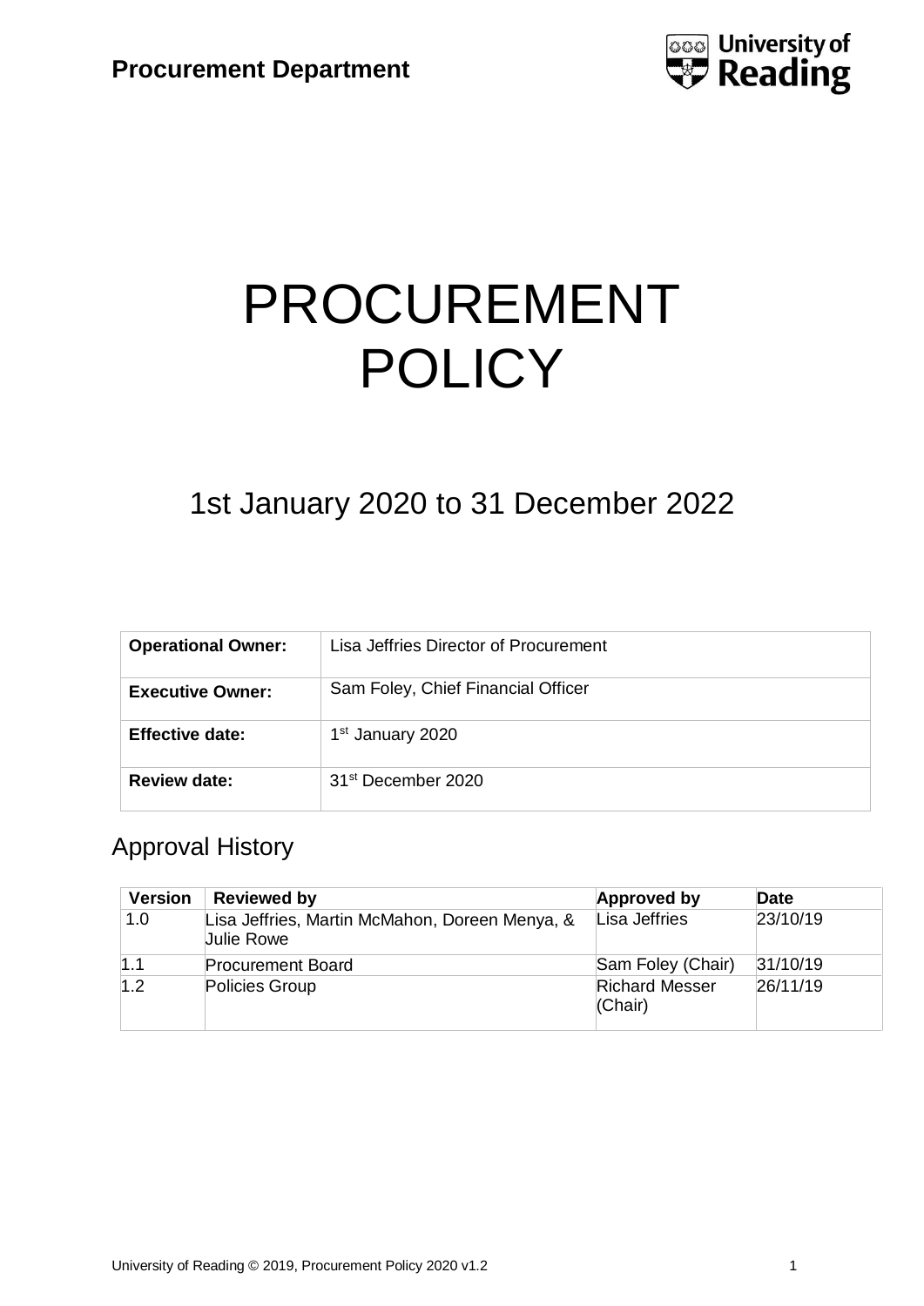**Procurement Department**

University of Reading

# PROCUREMENT POLICY

## 1st January 2020 to 31 December 2022

| **Operational Owner:** | Lisa Jeffries Director of Procurement |
|---|---|
| **Executive Owner:** | Sam Foley, Chief Financial Officer |
| **Effective date:** | 1st January 2020 |
| **Review date:** | 31st December 2020 |

## Approval History

| Version | Reviewed by | Approved by | Date |
|---|---|---|---|
| 1.0 | Lisa Jeffries, Martin McMahon, Doreen Menya, & Julie Rowe | Lisa Jeffries | 23/10/19 |
| 1.1 | Procurement Board | Sam Foley (Chair) | 31/10/19 |
| 1.2 | Policies Group | Richard Messer (Chair) | 26/11/19 |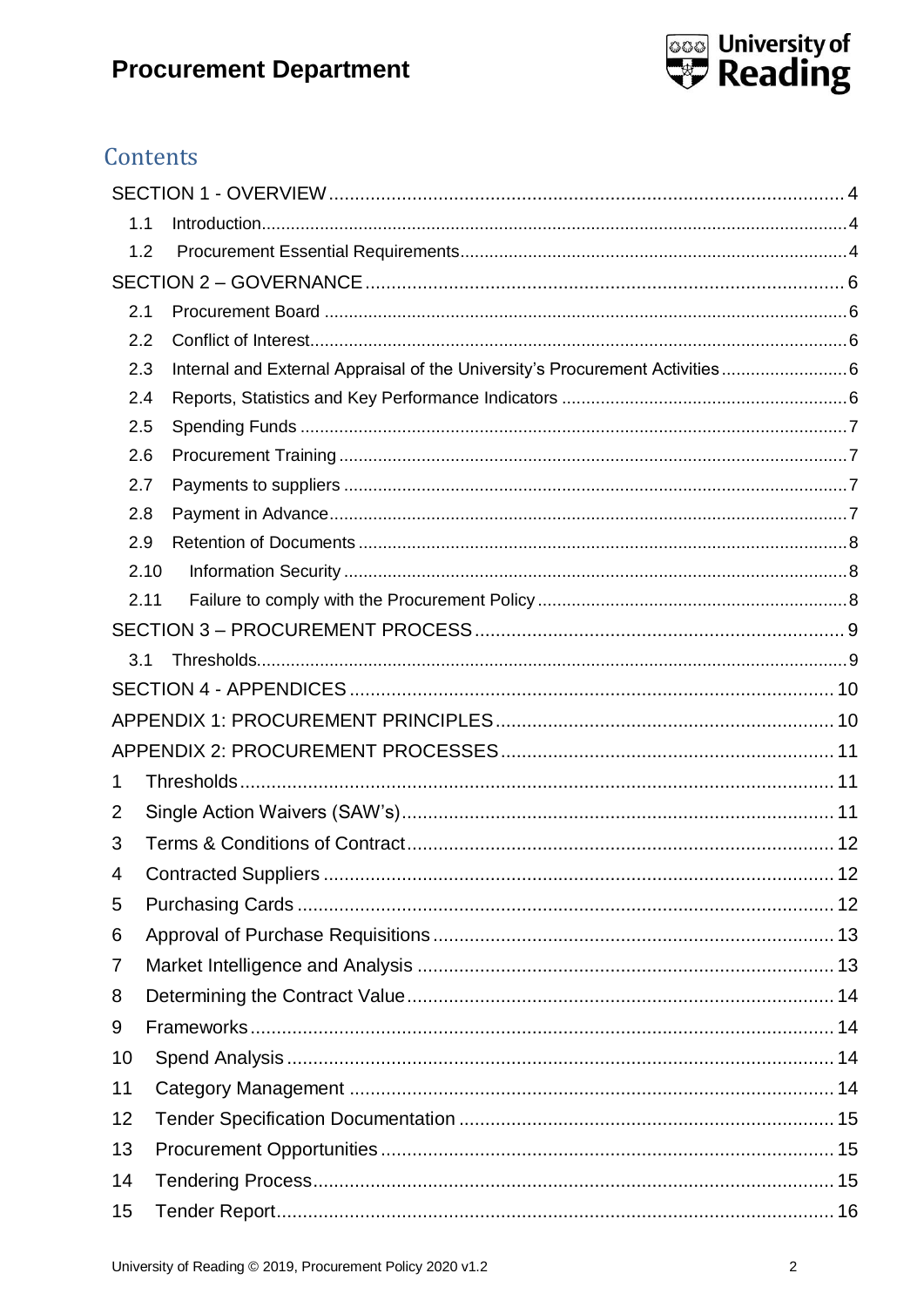## Contents

SECTION 1 - OVERVIEW ........ 4

- 1.1 Introduction ........ 4
- 1.2 Procurement Essential Requirements ........ 4

SECTION 2 – GOVERNANCE ........ 6

- 2.1 Procurement Board ........ 6
- 2.2 Conflict of Interest ........ 6
- 2.3 Internal and External Appraisal of the University's Procurement Activities ........ 6
- 2.4 Reports, Statistics and Key Performance Indicators ........ 6
- 2.5 Spending Funds ........ 7
- 2.6 Procurement Training ........ 7
- 2.7 Payments to suppliers ........ 7
- 2.8 Payment in Advance ........ 7
- 2.9 Retention of Documents ........ 8
- 2.10 Information Security ........ 8
- 2.11 Failure to comply with the Procurement Policy ........ 8

SECTION 3 – PROCUREMENT PROCESS ........ 9

- 3.1 Thresholds ........ 9

SECTION 4 - APPENDICES ........ 10

APPENDIX 1: PROCUREMENT PRINCIPLES ........ 10

APPENDIX 2: PROCUREMENT PROCESSES ........ 11

1. Thresholds ........ 11
2. Single Action Waivers (SAW's) ........ 11
3. Terms & Conditions of Contract ........ 12
4. Contracted Suppliers ........ 12
5. Purchasing Cards ........ 12
6. Approval of Purchase Requisitions ........ 13
7. Market Intelligence and Analysis ........ 13
8. Determining the Contract Value ........ 14
9. Frameworks ........ 14
10. Spend Analysis ........ 14
11. Category Management ........ 14
12. Tender Specification Documentation ........ 15
13. Procurement Opportunities ........ 15
14. Tendering Process ........ 15
15. Tender Report ........ 16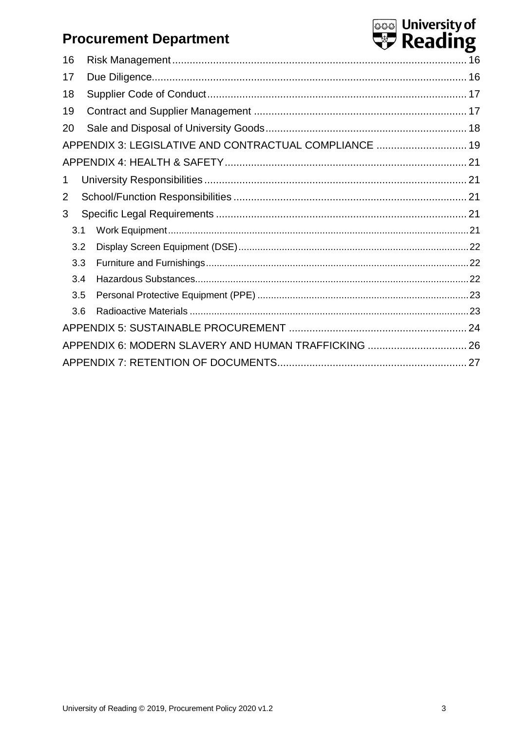16 Risk Management ........ 16

17 Due Diligence ........ 16

18 Supplier Code of Conduct ........ 17

19 Contract and Supplier Management ........ 17

20 Sale and Disposal of University Goods ........ 18

APPENDIX 3: LEGISLATIVE AND CONTRACTUAL COMPLIANCE ........ 19

APPENDIX 4: HEALTH & SAFETY ........ 21

1 University Responsibilities ........ 21

2 School/Function Responsibilities ........ 21

3 Specific Legal Requirements ........ 21

- 3.1 Work Equipment ........ 21
- 3.2 Display Screen Equipment (DSE) ........ 22
- 3.3 Furniture and Furnishings ........ 22
- 3.4 Hazardous Substances ........ 22
- 3.5 Personal Protective Equipment (PPE) ........ 23
- 3.6 Radioactive Materials ........ 23

APPENDIX 5: SUSTAINABLE PROCUREMENT ........ 24

APPENDIX 6: MODERN SLAVERY AND HUMAN TRAFFICKING ........ 26

APPENDIX 7: RETENTION OF DOCUMENTS ........ 27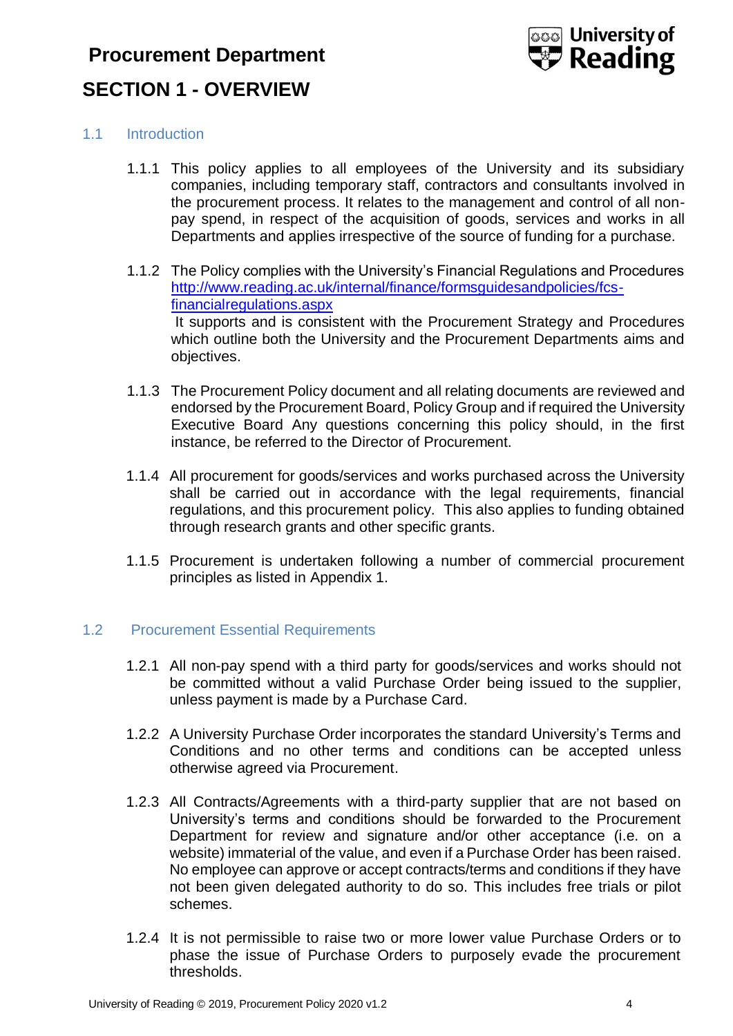# SECTION 1 - OVERVIEW

## 1.1 Introduction

1.1.1 This policy applies to all employees of the University and its subsidiary companies, including temporary staff, contractors and consultants involved in the procurement process. It relates to the management and control of all non-pay spend, in respect of the acquisition of goods, services and works in all Departments and applies irrespective of the source of funding for a purchase.

1.1.2 The Policy complies with the University's Financial Regulations and Procedures [http://www.reading.ac.uk/internal/finance/formsguidesandpolicies/fcs-financialregulations.aspx](http://www.reading.ac.uk/internal/finance/formsguidesandpolicies/fcs-financialregulations.aspx)
It supports and is consistent with the Procurement Strategy and Procedures which outline both the University and the Procurement Departments aims and objectives.

1.1.3 The Procurement Policy document and all relating documents are reviewed and endorsed by the Procurement Board, Policy Group and if required the University Executive Board Any questions concerning this policy should, in the first instance, be referred to the Director of Procurement.

1.1.4 All procurement for goods/services and works purchased across the University shall be carried out in accordance with the legal requirements, financial regulations, and this procurement policy. This also applies to funding obtained through research grants and other specific grants.

1.1.5 Procurement is undertaken following a number of commercial procurement principles as listed in Appendix 1.

## 1.2 Procurement Essential Requirements

1.2.1 All non-pay spend with a third party for goods/services and works should not be committed without a valid Purchase Order being issued to the supplier, unless payment is made by a Purchase Card.

1.2.2 A University Purchase Order incorporates the standard University's Terms and Conditions and no other terms and conditions can be accepted unless otherwise agreed via Procurement.

1.2.3 All Contracts/Agreements with a third-party supplier that are not based on University's terms and conditions should be forwarded to the Procurement Department for review and signature and/or other acceptance (i.e. on a website) immaterial of the value, and even if a Purchase Order has been raised. No employee can approve or accept contracts/terms and conditions if they have not been given delegated authority to do so. This includes free trials or pilot schemes.

1.2.4 It is not permissible to raise two or more lower value Purchase Orders or to phase the issue of Purchase Orders to purposely evade the procurement thresholds.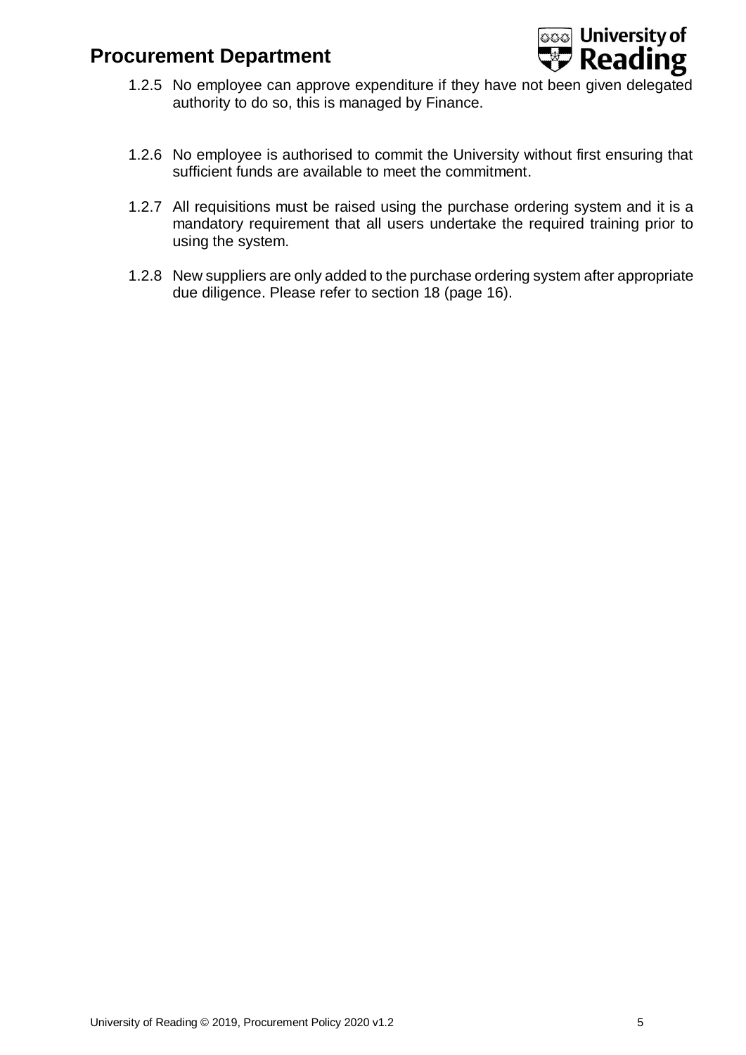1.2.5 No employee can approve expenditure if they have not been given delegated authority to do so, this is managed by Finance.

1.2.6 No employee is authorised to commit the University without first ensuring that sufficient funds are available to meet the commitment.

1.2.7 All requisitions must be raised using the purchase ordering system and it is a mandatory requirement that all users undertake the required training prior to using the system.

1.2.8 New suppliers are only added to the purchase ordering system after appropriate due diligence. Please refer to section 18 (page 16).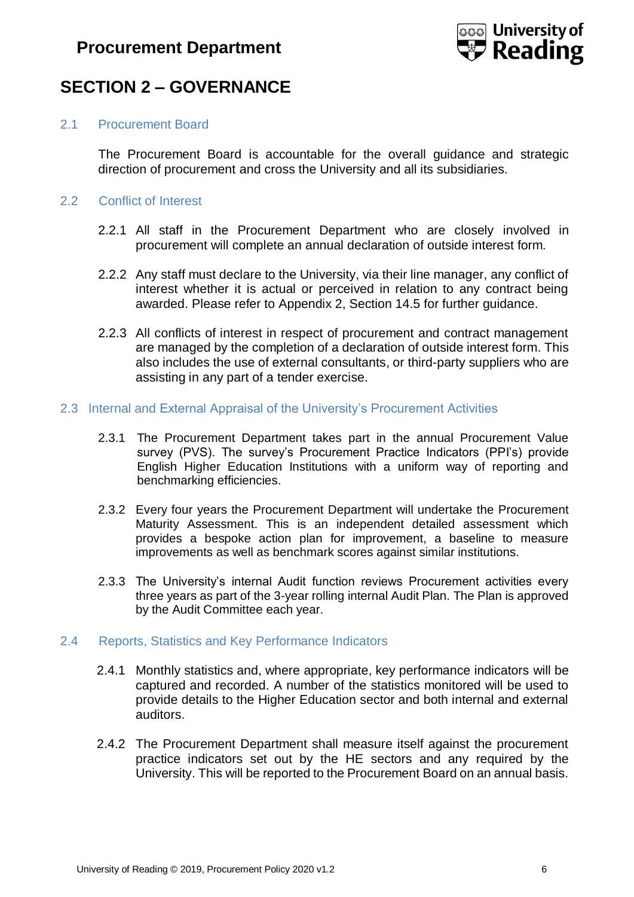# SECTION 2 – GOVERNANCE

## 2.1 Procurement Board

The Procurement Board is accountable for the overall guidance and strategic direction of procurement and cross the University and all its subsidiaries.

## 2.2 Conflict of Interest

2.2.1 All staff in the Procurement Department who are closely involved in procurement will complete an annual declaration of outside interest form.

2.2.2 Any staff must declare to the University, via their line manager, any conflict of interest whether it is actual or perceived in relation to any contract being awarded. Please refer to Appendix 2, Section 14.5 for further guidance.

2.2.3 All conflicts of interest in respect of procurement and contract management are managed by the completion of a declaration of outside interest form. This also includes the use of external consultants, or third-party suppliers who are assisting in any part of a tender exercise.

## 2.3 Internal and External Appraisal of the University's Procurement Activities

2.3.1 The Procurement Department takes part in the annual Procurement Value survey (PVS). The survey's Procurement Practice Indicators (PPI's) provide English Higher Education Institutions with a uniform way of reporting and benchmarking efficiencies.

2.3.2 Every four years the Procurement Department will undertake the Procurement Maturity Assessment. This is an independent detailed assessment which provides a bespoke action plan for improvement, a baseline to measure improvements as well as benchmark scores against similar institutions.

2.3.3 The University's internal Audit function reviews Procurement activities every three years as part of the 3-year rolling internal Audit Plan. The Plan is approved by the Audit Committee each year.

## 2.4 Reports, Statistics and Key Performance Indicators

2.4.1 Monthly statistics and, where appropriate, key performance indicators will be captured and recorded. A number of the statistics monitored will be used to provide details to the Higher Education sector and both internal and external auditors.

2.4.2 The Procurement Department shall measure itself against the procurement practice indicators set out by the HE sectors and any required by the University. This will be reported to the Procurement Board on an annual basis.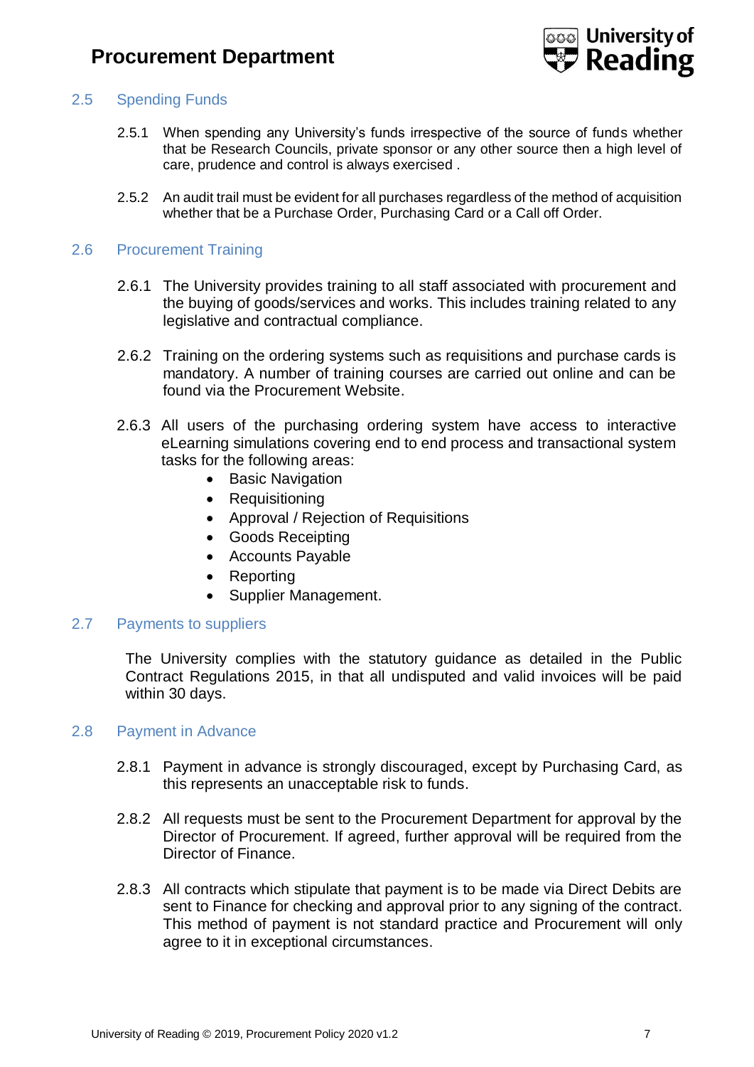## 2.5 Spending Funds

2.5.1 When spending any University's funds irrespective of the source of funds whether that be Research Councils, private sponsor or any other source then a high level of care, prudence and control is always exercised .

2.5.2 An audit trail must be evident for all purchases regardless of the method of acquisition whether that be a Purchase Order, Purchasing Card or a Call off Order.

## 2.6 Procurement Training

2.6.1 The University provides training to all staff associated with procurement and the buying of goods/services and works. This includes training related to any legislative and contractual compliance.

2.6.2 Training on the ordering systems such as requisitions and purchase cards is mandatory. A number of training courses are carried out online and can be found via the Procurement Website.

2.6.3 All users of the purchasing ordering system have access to interactive eLearning simulations covering end to end process and transactional system tasks for the following areas:

- Basic Navigation
- Requisitioning
- Approval / Rejection of Requisitions
- Goods Receipting
- Accounts Payable
- Reporting
- Supplier Management.

## 2.7 Payments to suppliers

The University complies with the statutory guidance as detailed in the Public Contract Regulations 2015, in that all undisputed and valid invoices will be paid within 30 days.

## 2.8 Payment in Advance

2.8.1 Payment in advance is strongly discouraged, except by Purchasing Card, as this represents an unacceptable risk to funds.

2.8.2 All requests must be sent to the Procurement Department for approval by the Director of Procurement. If agreed, further approval will be required from the Director of Finance.

2.8.3 All contracts which stipulate that payment is to be made via Direct Debits are sent to Finance for checking and approval prior to any signing of the contract. This method of payment is not standard practice and Procurement will only agree to it in exceptional circumstances.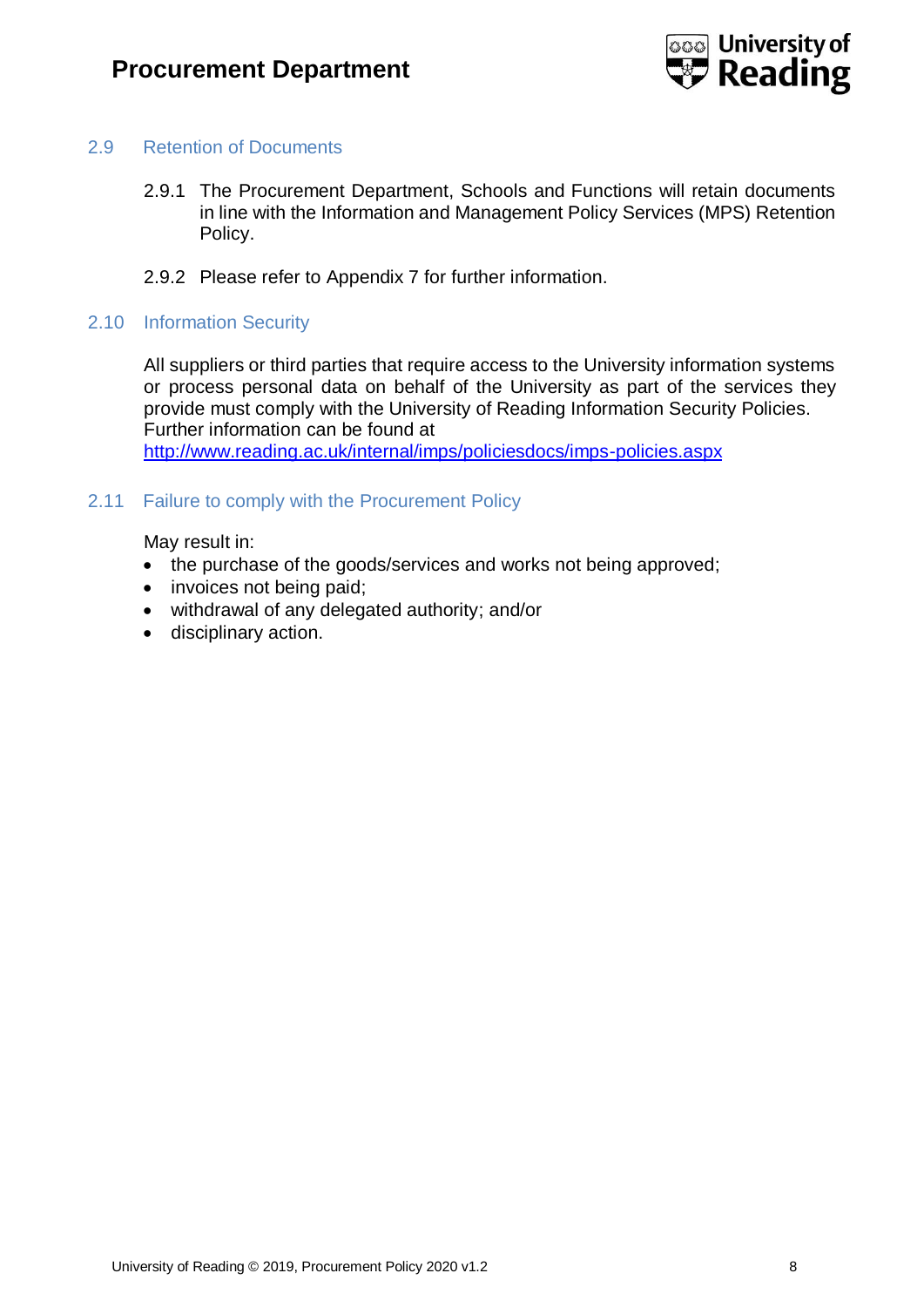## 2.9 Retention of Documents

2.9.1 The Procurement Department, Schools and Functions will retain documents in line with the Information and Management Policy Services (MPS) Retention Policy.

2.9.2 Please refer to Appendix 7 for further information.

## 2.10 Information Security

All suppliers or third parties that require access to the University information systems or process personal data on behalf of the University as part of the services they provide must comply with the University of Reading Information Security Policies. Further information can be found at http://www.reading.ac.uk/internal/imps/policiesdocs/imps-policies.aspx

## 2.11 Failure to comply with the Procurement Policy

May result in:

- the purchase of the goods/services and works not being approved;
- invoices not being paid;
- withdrawal of any delegated authority; and/or
- disciplinary action.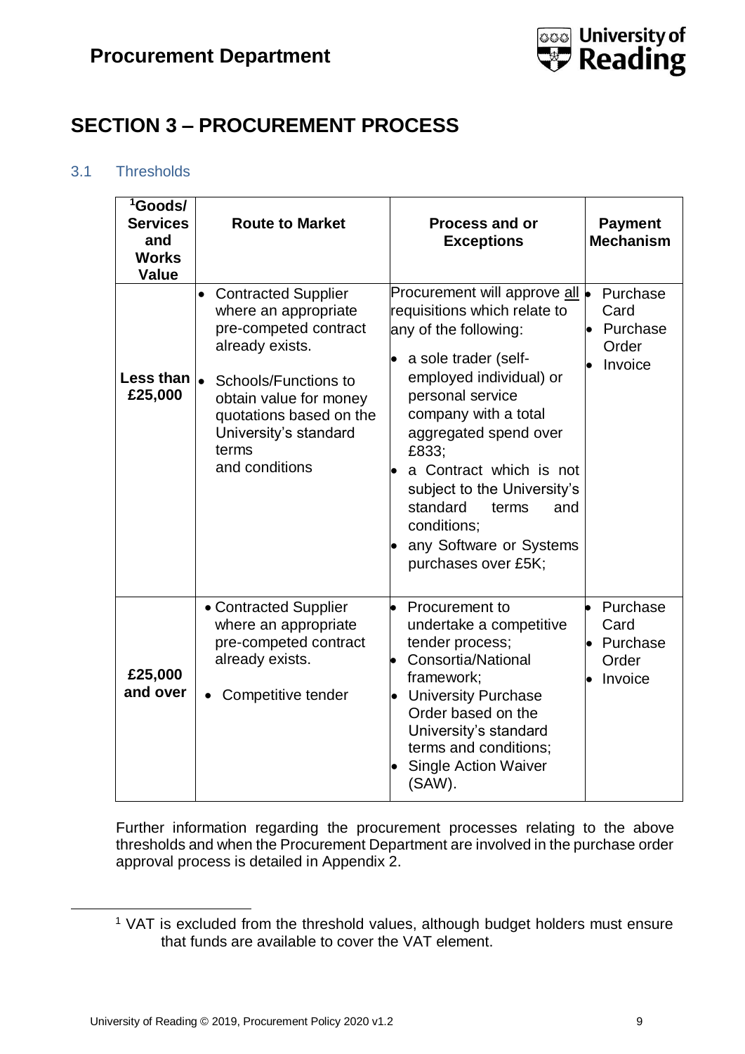# SECTION 3 – PROCUREMENT PROCESS

## 3.1 Thresholds

| [1]Goods/ Services and Works Value | Route to Market | Process and or Exceptions | Payment Mechanism |
|---|---|---|---|
| **Less than £25,000** | • Contracted Supplier where an appropriate pre-competed contract already exists.<br>• Schools/Functions to obtain value for money quotations based on the University's standard terms and conditions | Procurement will approve <u>all</u> requisitions which relate to any of the following:<br>• a sole trader (self-employed individual) or personal service company with a total aggregated spend over £833;<br>• a Contract which is not subject to the University's standard terms and conditions;<br>• any Software or Systems purchases over £5K; | • Purchase Card<br>• Purchase Order<br>• Invoice |
| **£25,000 and over** | • Contracted Supplier where an appropriate pre-competed contract already exists.<br>• Competitive tender | • Procurement to undertake a competitive tender process;<br>• Consortia/National framework;<br>• University Purchase Order based on the University's standard terms and conditions;<br>• Single Action Waiver (SAW). | • Purchase Card<br>• Purchase Order<br>• Invoice |

Further information regarding the procurement processes relating to the above thresholds and when the Procurement Department are involved in the purchase order approval process is detailed in Appendix 2.

[1] VAT is excluded from the threshold values, although budget holders must ensure that funds are available to cover the VAT element.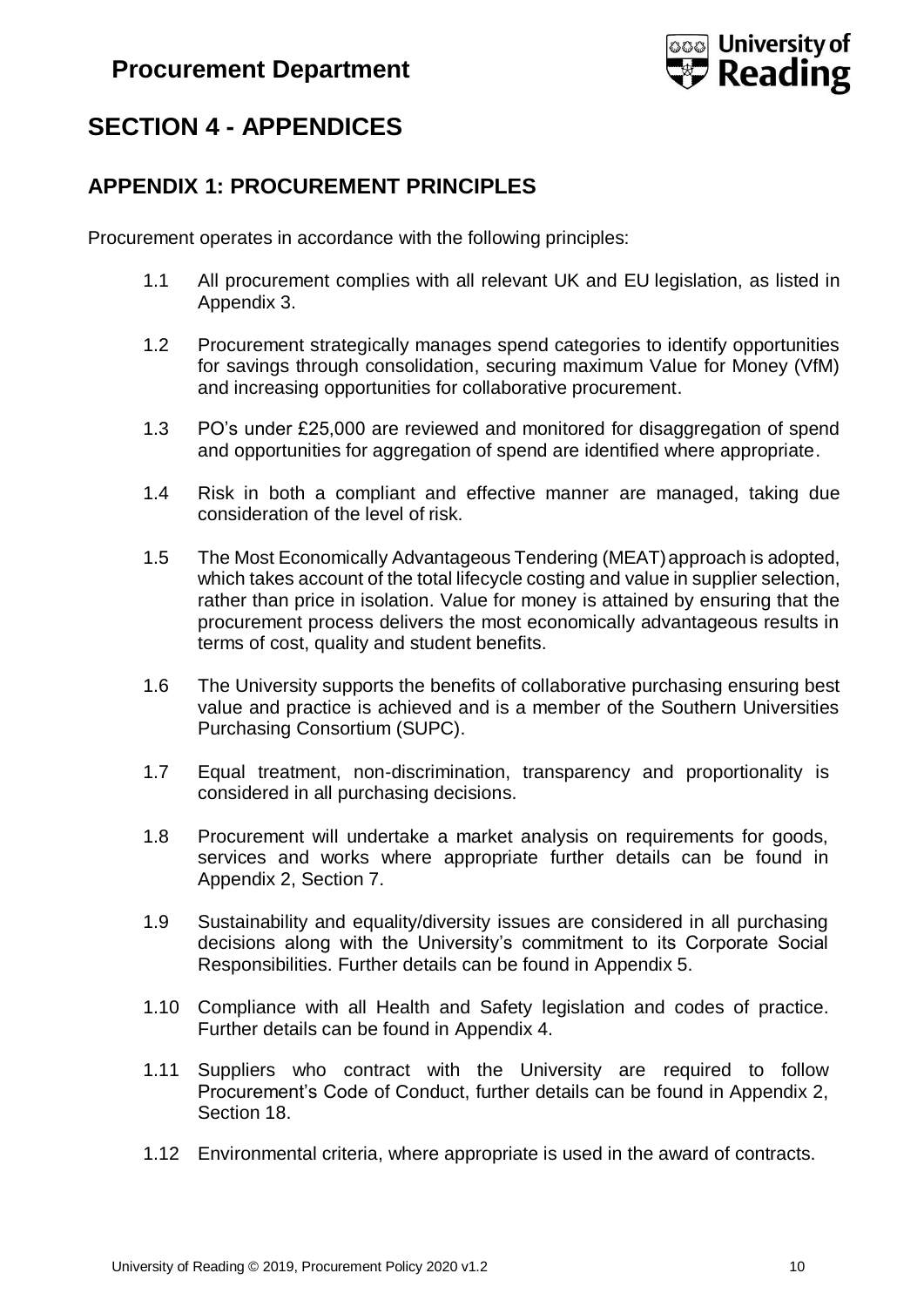# SECTION 4 - APPENDICES

## APPENDIX 1: PROCUREMENT PRINCIPLES

Procurement operates in accordance with the following principles:

1.1 All procurement complies with all relevant UK and EU legislation, as listed in Appendix 3.

1.2 Procurement strategically manages spend categories to identify opportunities for savings through consolidation, securing maximum Value for Money (VfM) and increasing opportunities for collaborative procurement.

1.3 PO's under £25,000 are reviewed and monitored for disaggregation of spend and opportunities for aggregation of spend are identified where appropriate.

1.4 Risk in both a compliant and effective manner are managed, taking due consideration of the level of risk.

1.5 The Most Economically Advantageous Tendering (MEAT) approach is adopted, which takes account of the total lifecycle costing and value in supplier selection, rather than price in isolation. Value for money is attained by ensuring that the procurement process delivers the most economically advantageous results in terms of cost, quality and student benefits.

1.6 The University supports the benefits of collaborative purchasing ensuring best value and practice is achieved and is a member of the Southern Universities Purchasing Consortium (SUPC).

1.7 Equal treatment, non-discrimination, transparency and proportionality is considered in all purchasing decisions.

1.8 Procurement will undertake a market analysis on requirements for goods, services and works where appropriate further details can be found in Appendix 2, Section 7.

1.9 Sustainability and equality/diversity issues are considered in all purchasing decisions along with the University's commitment to its Corporate Social Responsibilities. Further details can be found in Appendix 5.

1.10 Compliance with all Health and Safety legislation and codes of practice. Further details can be found in Appendix 4.

1.11 Suppliers who contract with the University are required to follow Procurement's Code of Conduct, further details can be found in Appendix 2, Section 18.

1.12 Environmental criteria, where appropriate is used in the award of contracts.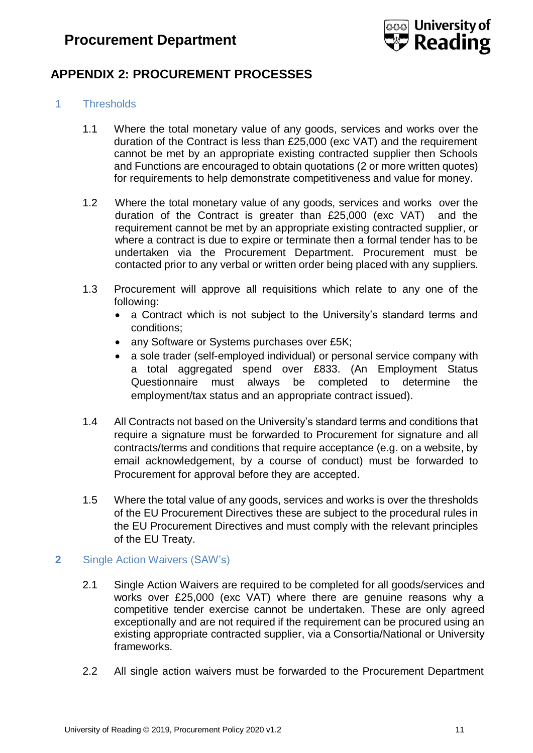## APPENDIX 2: PROCUREMENT PROCESSES

### 1 Thresholds

1.1 Where the total monetary value of any goods, services and works over the duration of the Contract is less than £25,000 (exc VAT) and the requirement cannot be met by an appropriate existing contracted supplier then Schools and Functions are encouraged to obtain quotations (2 or more written quotes) for requirements to help demonstrate competitiveness and value for money.

1.2 Where the total monetary value of any goods, services and works over the duration of the Contract is greater than £25,000 (exc VAT) and the requirement cannot be met by an appropriate existing contracted supplier, or where a contract is due to expire or terminate then a formal tender has to be undertaken via the Procurement Department. Procurement must be contacted prior to any verbal or written order being placed with any suppliers.

1.3 Procurement will approve all requisitions which relate to any one of the following:

- a Contract which is not subject to the University's standard terms and conditions;
- any Software or Systems purchases over £5K;
- a sole trader (self-employed individual) or personal service company with a total aggregated spend over £833. (An Employment Status Questionnaire must always be completed to determine the employment/tax status and an appropriate contract issued).

1.4 All Contracts not based on the University's standard terms and conditions that require a signature must be forwarded to Procurement for signature and all contracts/terms and conditions that require acceptance (e.g. on a website, by email acknowledgement, by a course of conduct) must be forwarded to Procurement for approval before they are accepted.

1.5 Where the total value of any goods, services and works is over the thresholds of the EU Procurement Directives these are subject to the procedural rules in the EU Procurement Directives and must comply with the relevant principles of the EU Treaty.

### 2 Single Action Waivers (SAW's)

2.1 Single Action Waivers are required to be completed for all goods/services and works over £25,000 (exc VAT) where there are genuine reasons why a competitive tender exercise cannot be undertaken. These are only agreed exceptionally and are not required if the requirement can be procured using an existing appropriate contracted supplier, via a Consortia/National or University frameworks.

2.2 All single action waivers must be forwarded to the Procurement Department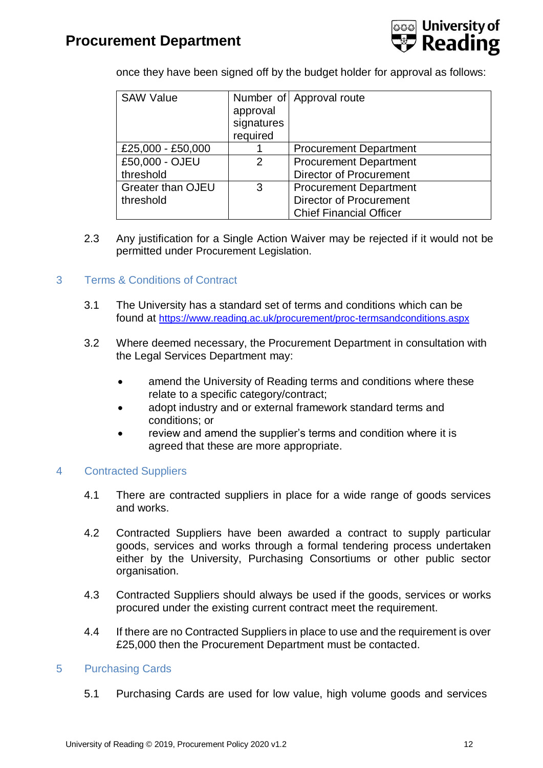once they have been signed off by the budget holder for approval as follows:

| SAW Value | Number of approval signatures required | Approval route |
|---|---|---|
| £25,000 - £50,000 | 1 | Procurement Department |
| £50,000 - OJEU threshold | 2 | Procurement Department<br>Director of Procurement |
| Greater than OJEU threshold | 3 | Procurement Department<br>Director of Procurement<br>Chief Financial Officer |

2.3 Any justification for a Single Action Waiver may be rejected if it would not be permitted under Procurement Legislation.

## 3 Terms & Conditions of Contract

3.1 The University has a standard set of terms and conditions which can be found at https://www.reading.ac.uk/procurement/proc-termsandconditions.aspx

3.2 Where deemed necessary, the Procurement Department in consultation with the Legal Services Department may:

- amend the University of Reading terms and conditions where these relate to a specific category/contract;
- adopt industry and or external framework standard terms and conditions; or
- review and amend the supplier's terms and condition where it is agreed that these are more appropriate.

## 4 Contracted Suppliers

4.1 There are contracted suppliers in place for a wide range of goods services and works.

4.2 Contracted Suppliers have been awarded a contract to supply particular goods, services and works through a formal tendering process undertaken either by the University, Purchasing Consortiums or other public sector organisation.

4.3 Contracted Suppliers should always be used if the goods, services or works procured under the existing current contract meet the requirement.

4.4 If there are no Contracted Suppliers in place to use and the requirement is over £25,000 then the Procurement Department must be contacted.

## 5 Purchasing Cards

5.1 Purchasing Cards are used for low value, high volume goods and services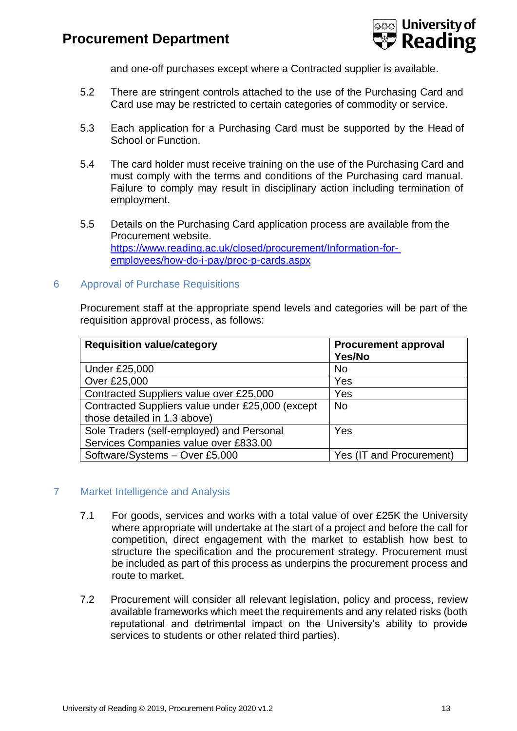and one-off purchases except where a Contracted supplier is available.

5.2 There are stringent controls attached to the use of the Purchasing Card and Card use may be restricted to certain categories of commodity or service.

5.3 Each application for a Purchasing Card must be supported by the Head of School or Function.

5.4 The card holder must receive training on the use of the Purchasing Card and must comply with the terms and conditions of the Purchasing card manual. Failure to comply may result in disciplinary action including termination of employment.

5.5 Details on the Purchasing Card application process are available from the Procurement website. [https://www.reading.ac.uk/closed/procurement/Information-for-employees/how-do-i-pay/proc-p-cards.aspx](https://www.reading.ac.uk/closed/procurement/Information-for-employees/how-do-i-pay/proc-p-cards.aspx)

## 6 Approval of Purchase Requisitions

Procurement staff at the appropriate spend levels and categories will be part of the requisition approval process, as follows:

| Requisition value/category | Procurement approval Yes/No |
|---|---|
| Under £25,000 | No |
| Over £25,000 | Yes |
| Contracted Suppliers value over £25,000 | Yes |
| Contracted Suppliers value under £25,000 (except those detailed in 1.3 above) | No |
| Sole Traders (self-employed) and Personal Services Companies value over £833.00 | Yes |
| Software/Systems – Over £5,000 | Yes (IT and Procurement) |

## 7 Market Intelligence and Analysis

7.1 For goods, services and works with a total value of over £25K the University where appropriate will undertake at the start of a project and before the call for competition, direct engagement with the market to establish how best to structure the specification and the procurement strategy. Procurement must be included as part of this process as underpins the procurement process and route to market.

7.2 Procurement will consider all relevant legislation, policy and process, review available frameworks which meet the requirements and any related risks (both reputational and detrimental impact on the University's ability to provide services to students or other related third parties).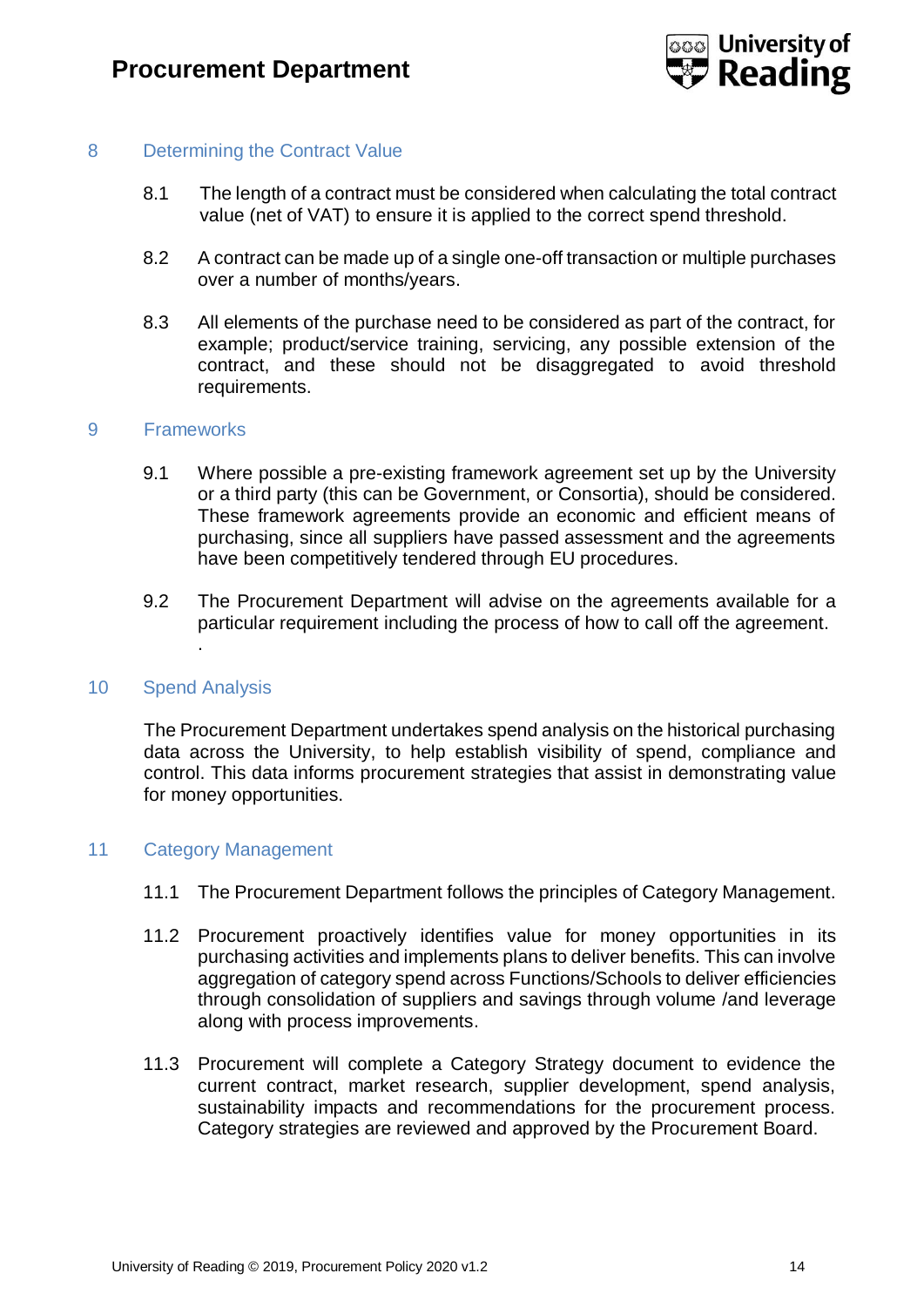## 8 Determining the Contract Value

8.1 The length of a contract must be considered when calculating the total contract value (net of VAT) to ensure it is applied to the correct spend threshold.

8.2 A contract can be made up of a single one-off transaction or multiple purchases over a number of months/years.

8.3 All elements of the purchase need to be considered as part of the contract, for example; product/service training, servicing, any possible extension of the contract, and these should not be disaggregated to avoid threshold requirements.

## 9 Frameworks

9.1 Where possible a pre-existing framework agreement set up by the University or a third party (this can be Government, or Consortia), should be considered. These framework agreements provide an economic and efficient means of purchasing, since all suppliers have passed assessment and the agreements have been competitively tendered through EU procedures.

9.2 The Procurement Department will advise on the agreements available for a particular requirement including the process of how to call off the agreement.

## 10 Spend Analysis

The Procurement Department undertakes spend analysis on the historical purchasing data across the University, to help establish visibility of spend, compliance and control. This data informs procurement strategies that assist in demonstrating value for money opportunities.

## 11 Category Management

11.1 The Procurement Department follows the principles of Category Management.

11.2 Procurement proactively identifies value for money opportunities in its purchasing activities and implements plans to deliver benefits. This can involve aggregation of category spend across Functions/Schools to deliver efficiencies through consolidation of suppliers and savings through volume /and leverage along with process improvements.

11.3 Procurement will complete a Category Strategy document to evidence the current contract, market research, supplier development, spend analysis, sustainability impacts and recommendations for the procurement process. Category strategies are reviewed and approved by the Procurement Board.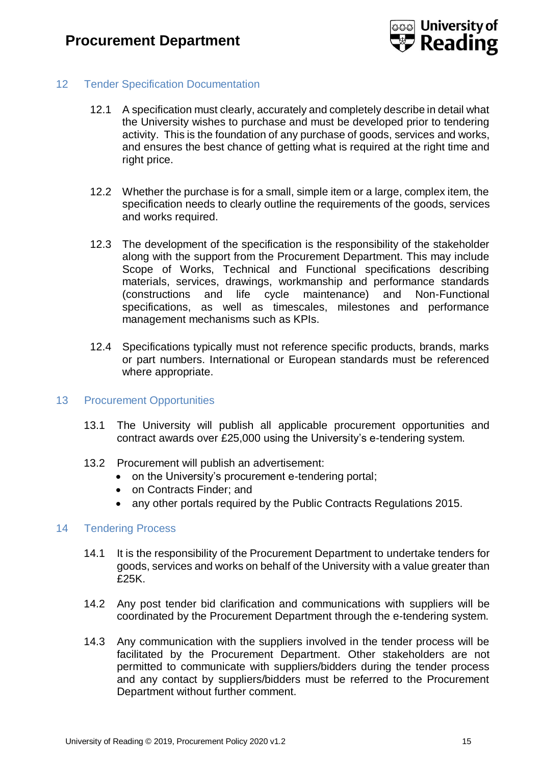## 12 Tender Specification Documentation

12.1 A specification must clearly, accurately and completely describe in detail what the University wishes to purchase and must be developed prior to tendering activity. This is the foundation of any purchase of goods, services and works, and ensures the best chance of getting what is required at the right time and right price.

12.2 Whether the purchase is for a small, simple item or a large, complex item, the specification needs to clearly outline the requirements of the goods, services and works required.

12.3 The development of the specification is the responsibility of the stakeholder along with the support from the Procurement Department. This may include Scope of Works, Technical and Functional specifications describing materials, services, drawings, workmanship and performance standards (constructions and life cycle maintenance) and Non-Functional specifications, as well as timescales, milestones and performance management mechanisms such as KPIs.

12.4 Specifications typically must not reference specific products, brands, marks or part numbers. International or European standards must be referenced where appropriate.

## 13 Procurement Opportunities

13.1 The University will publish all applicable procurement opportunities and contract awards over £25,000 using the University's e-tendering system.

13.2 Procurement will publish an advertisement:

- on the University's procurement e-tendering portal;
- on Contracts Finder; and
- any other portals required by the Public Contracts Regulations 2015.

## 14 Tendering Process

14.1 It is the responsibility of the Procurement Department to undertake tenders for goods, services and works on behalf of the University with a value greater than £25K.

14.2 Any post tender bid clarification and communications with suppliers will be coordinated by the Procurement Department through the e-tendering system.

14.3 Any communication with the suppliers involved in the tender process will be facilitated by the Procurement Department. Other stakeholders are not permitted to communicate with suppliers/bidders during the tender process and any contact by suppliers/bidders must be referred to the Procurement Department without further comment.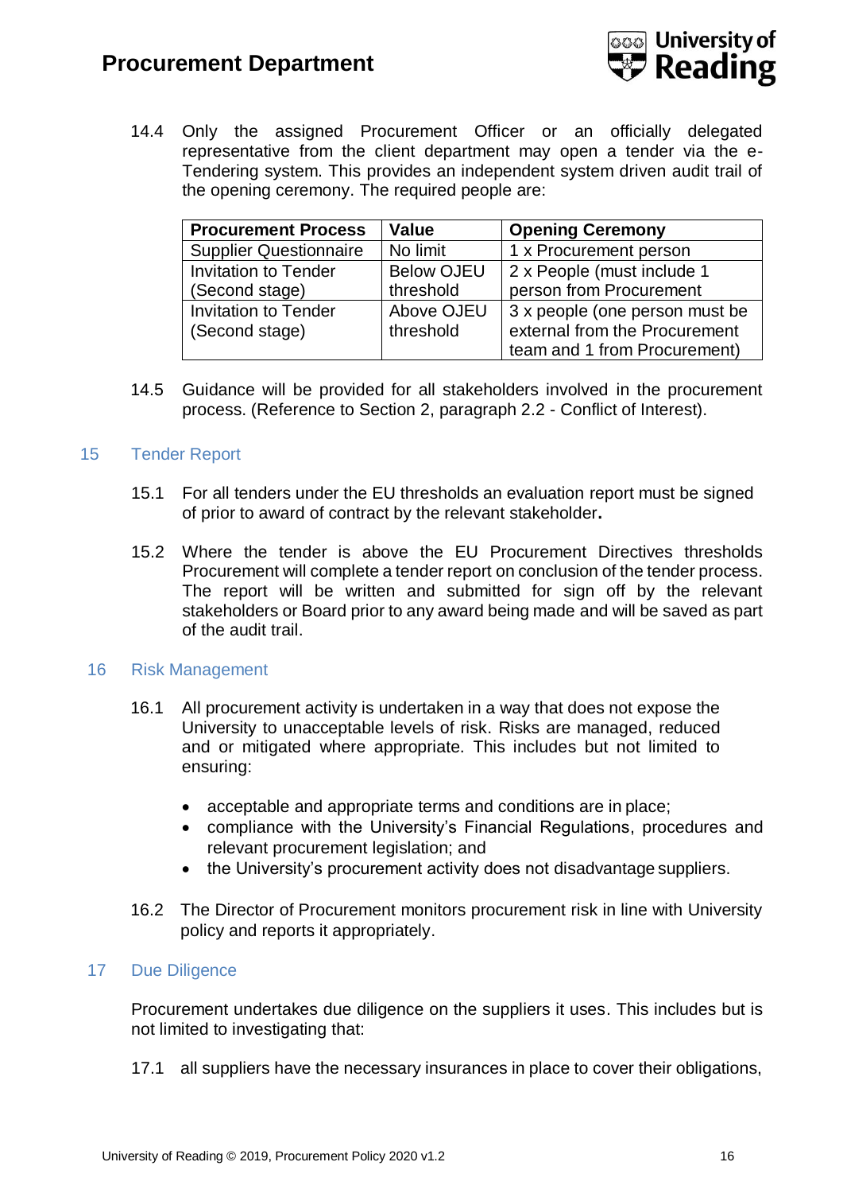14.4 Only the assigned Procurement Officer or an officially delegated representative from the client department may open a tender via the e-Tendering system. This provides an independent system driven audit trail of the opening ceremony. The required people are:

| Procurement Process | Value | Opening Ceremony |
|---|---|---|
| Supplier Questionnaire | No limit | 1 x Procurement person |
| Invitation to Tender (Second stage) | Below OJEU threshold | 2 x People (must include 1 person from Procurement |
| Invitation to Tender (Second stage) | Above OJEU threshold | 3 x people (one person must be external from the Procurement team and 1 from Procurement) |

14.5 Guidance will be provided for all stakeholders involved in the procurement process. (Reference to Section 2, paragraph 2.2 - Conflict of Interest).

## 15 Tender Report

15.1 For all tenders under the EU thresholds an evaluation report must be signed of prior to award of contract by the relevant stakeholder**.**

15.2 Where the tender is above the EU Procurement Directives thresholds Procurement will complete a tender report on conclusion of the tender process. The report will be written and submitted for sign off by the relevant stakeholders or Board prior to any award being made and will be saved as part of the audit trail.

## 16 Risk Management

16.1 All procurement activity is undertaken in a way that does not expose the University to unacceptable levels of risk. Risks are managed, reduced and or mitigated where appropriate. This includes but not limited to ensuring:

- acceptable and appropriate terms and conditions are in place;
- compliance with the University's Financial Regulations, procedures and relevant procurement legislation; and
- the University's procurement activity does not disadvantage suppliers.

16.2 The Director of Procurement monitors procurement risk in line with University policy and reports it appropriately.

## 17 Due Diligence

Procurement undertakes due diligence on the suppliers it uses. This includes but is not limited to investigating that:

17.1 all suppliers have the necessary insurances in place to cover their obligations,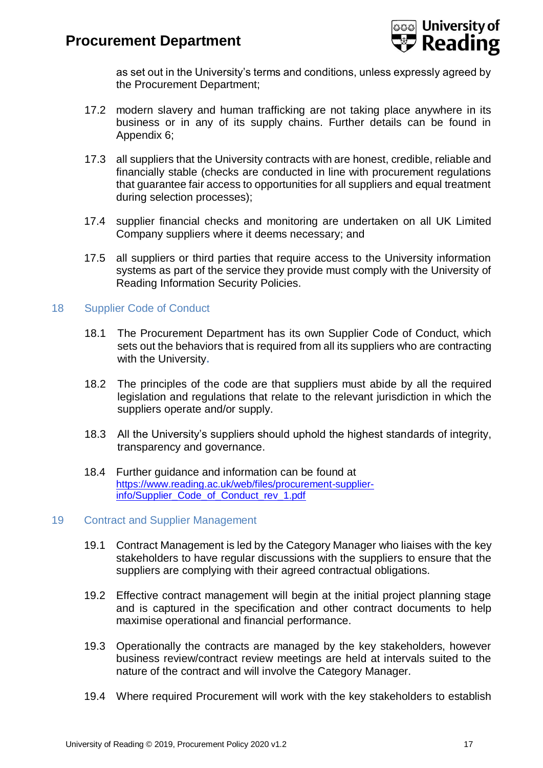as set out in the University's terms and conditions, unless expressly agreed by the Procurement Department;

17.2 modern slavery and human trafficking are not taking place anywhere in its business or in any of its supply chains. Further details can be found in Appendix 6;

17.3 all suppliers that the University contracts with are honest, credible, reliable and financially stable (checks are conducted in line with procurement regulations that guarantee fair access to opportunities for all suppliers and equal treatment during selection processes);

17.4 supplier financial checks and monitoring are undertaken on all UK Limited Company suppliers where it deems necessary; and

17.5 all suppliers or third parties that require access to the University information systems as part of the service they provide must comply with the University of Reading Information Security Policies.

## 18 Supplier Code of Conduct

18.1 The Procurement Department has its own Supplier Code of Conduct, which sets out the behaviors that is required from all its suppliers who are contracting with the University.

18.2 The principles of the code are that suppliers must abide by all the required legislation and regulations that relate to the relevant jurisdiction in which the suppliers operate and/or supply.

18.3 All the University's suppliers should uphold the highest standards of integrity, transparency and governance.

18.4 Further guidance and information can be found at https://www.reading.ac.uk/web/files/procurement-supplier-info/Supplier_Code_of_Conduct_rev_1.pdf

## 19 Contract and Supplier Management

19.1 Contract Management is led by the Category Manager who liaises with the key stakeholders to have regular discussions with the suppliers to ensure that the suppliers are complying with their agreed contractual obligations.

19.2 Effective contract management will begin at the initial project planning stage and is captured in the specification and other contract documents to help maximise operational and financial performance.

19.3 Operationally the contracts are managed by the key stakeholders, however business review/contract review meetings are held at intervals suited to the nature of the contract and will involve the Category Manager.

19.4 Where required Procurement will work with the key stakeholders to establish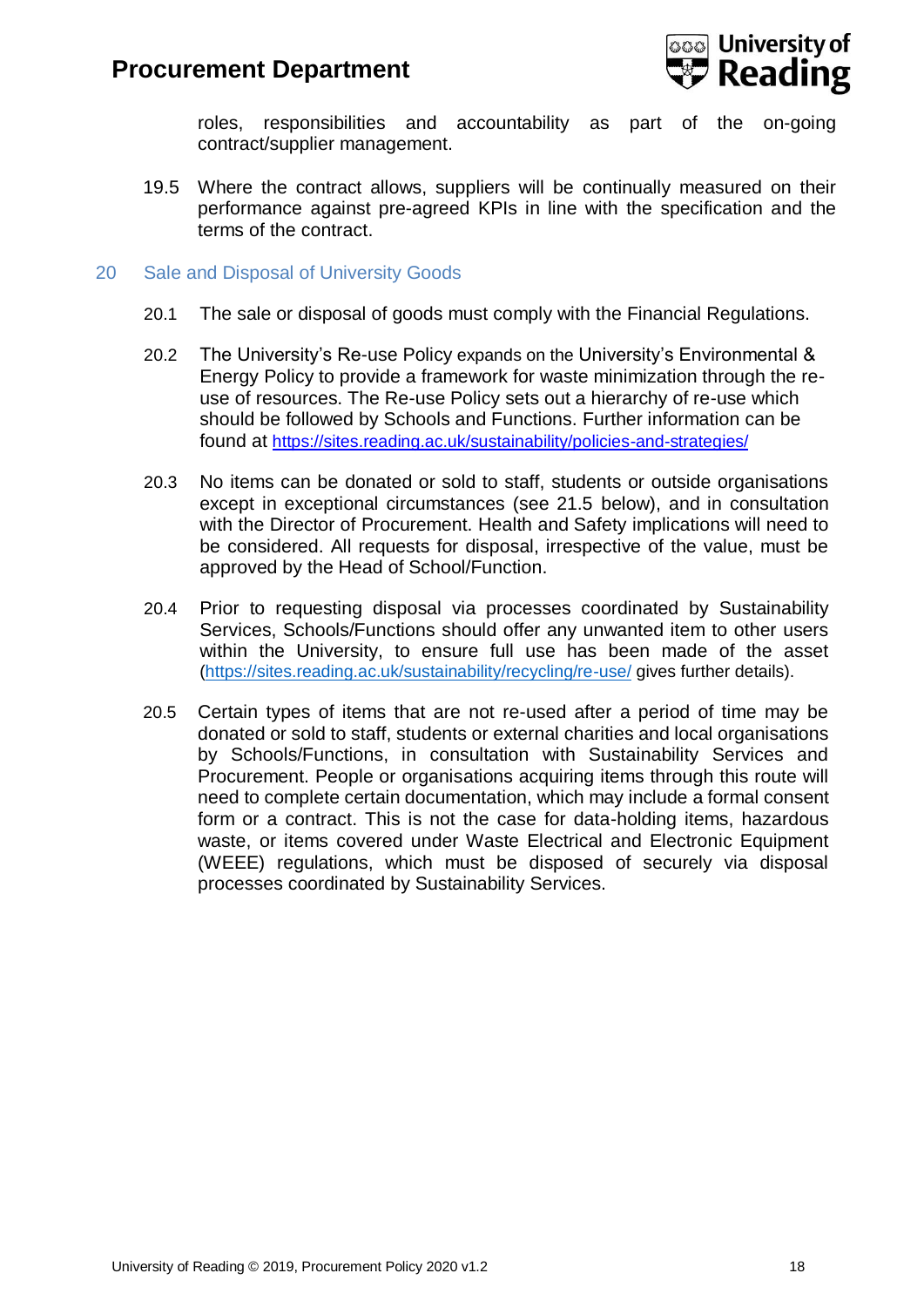roles, responsibilities and accountability as part of the on-going contract/supplier management.

19.5 Where the contract allows, suppliers will be continually measured on their performance against pre-agreed KPIs in line with the specification and the terms of the contract.

## 20 Sale and Disposal of University Goods

20.1 The sale or disposal of goods must comply with the Financial Regulations.

20.2 The University's Re-use Policy expands on the University's Environmental & Energy Policy to provide a framework for waste minimization through the re-use of resources. The Re-use Policy sets out a hierarchy of re-use which should be followed by Schools and Functions. Further information can be found at https://sites.reading.ac.uk/sustainability/policies-and-strategies/

20.3 No items can be donated or sold to staff, students or outside organisations except in exceptional circumstances (see 21.5 below), and in consultation with the Director of Procurement. Health and Safety implications will need to be considered. All requests for disposal, irrespective of the value, must be approved by the Head of School/Function.

20.4 Prior to requesting disposal via processes coordinated by Sustainability Services, Schools/Functions should offer any unwanted item to other users within the University, to ensure full use has been made of the asset (https://sites.reading.ac.uk/sustainability/recycling/re-use/ gives further details).

20.5 Certain types of items that are not re-used after a period of time may be donated or sold to staff, students or external charities and local organisations by Schools/Functions, in consultation with Sustainability Services and Procurement. People or organisations acquiring items through this route will need to complete certain documentation, which may include a formal consent form or a contract. This is not the case for data-holding items, hazardous waste, or items covered under Waste Electrical and Electronic Equipment (WEEE) regulations, which must be disposed of securely via disposal processes coordinated by Sustainability Services.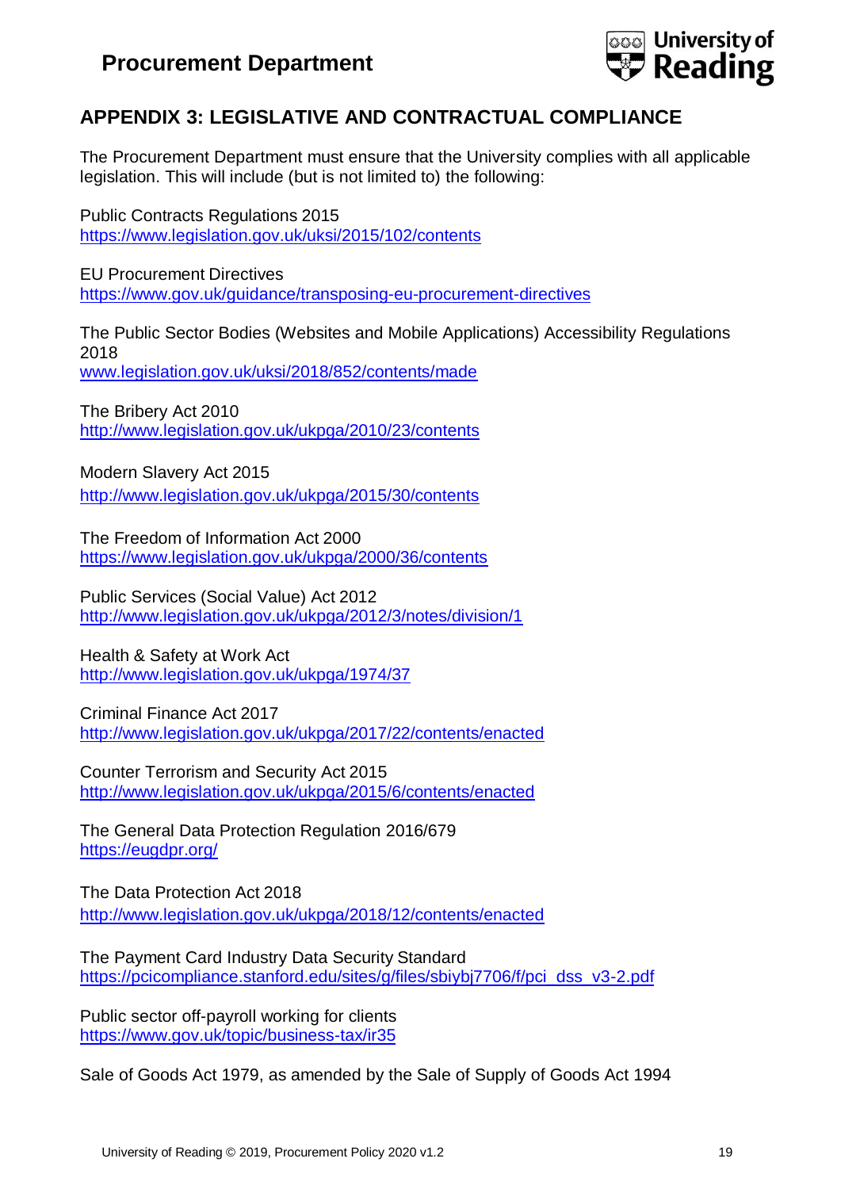## APPENDIX 3: LEGISLATIVE AND CONTRACTUAL COMPLIANCE

The Procurement Department must ensure that the University complies with all applicable legislation. This will include (but is not limited to) the following:

Public Contracts Regulations 2015
https://www.legislation.gov.uk/uksi/2015/102/contents

EU Procurement Directives
https://www.gov.uk/guidance/transposing-eu-procurement-directives

The Public Sector Bodies (Websites and Mobile Applications) Accessibility Regulations 2018
www.legislation.gov.uk/uksi/2018/852/contents/made

The Bribery Act 2010
http://www.legislation.gov.uk/ukpga/2010/23/contents

Modern Slavery Act 2015
http://www.legislation.gov.uk/ukpga/2015/30/contents

The Freedom of Information Act 2000
https://www.legislation.gov.uk/ukpga/2000/36/contents

Public Services (Social Value) Act 2012
http://www.legislation.gov.uk/ukpga/2012/3/notes/division/1

Health & Safety at Work Act
http://www.legislation.gov.uk/ukpga/1974/37

Criminal Finance Act 2017
http://www.legislation.gov.uk/ukpga/2017/22/contents/enacted

Counter Terrorism and Security Act 2015
http://www.legislation.gov.uk/ukpga/2015/6/contents/enacted

The General Data Protection Regulation 2016/679
https://eugdpr.org/

The Data Protection Act 2018
http://www.legislation.gov.uk/ukpga/2018/12/contents/enacted

The Payment Card Industry Data Security Standard
https://pcicompliance.stanford.edu/sites/g/files/sbiybj7706/f/pci_dss_v3-2.pdf

Public sector off-payroll working for clients
https://www.gov.uk/topic/business-tax/ir35

Sale of Goods Act 1979, as amended by the Sale of Supply of Goods Act 1994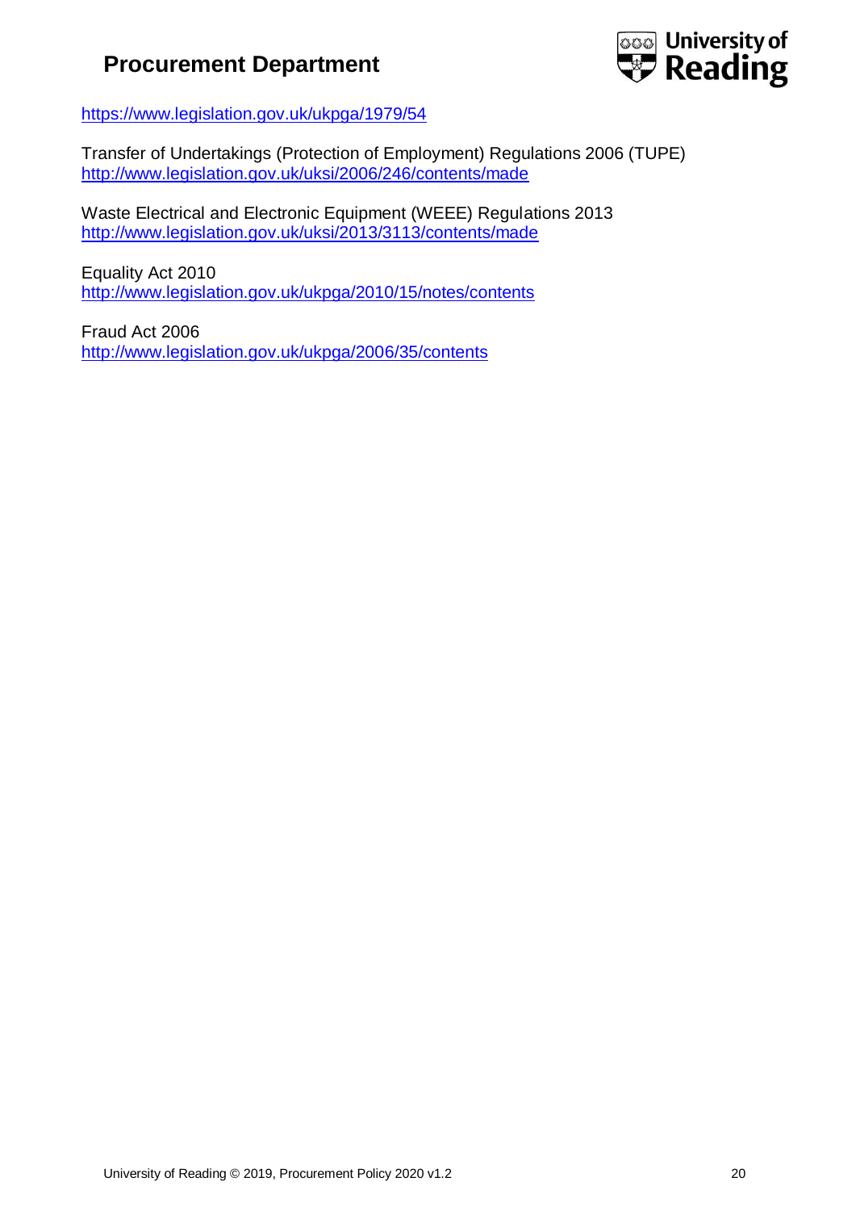https://www.legislation.gov.uk/ukpga/1979/54

Transfer of Undertakings (Protection of Employment) Regulations 2006 (TUPE)
http://www.legislation.gov.uk/uksi/2006/246/contents/made

Waste Electrical and Electronic Equipment (WEEE) Regulations 2013
http://www.legislation.gov.uk/uksi/2013/3113/contents/made

Equality Act 2010
http://www.legislation.gov.uk/ukpga/2010/15/notes/contents

Fraud Act 2006
http://www.legislation.gov.uk/ukpga/2006/35/contents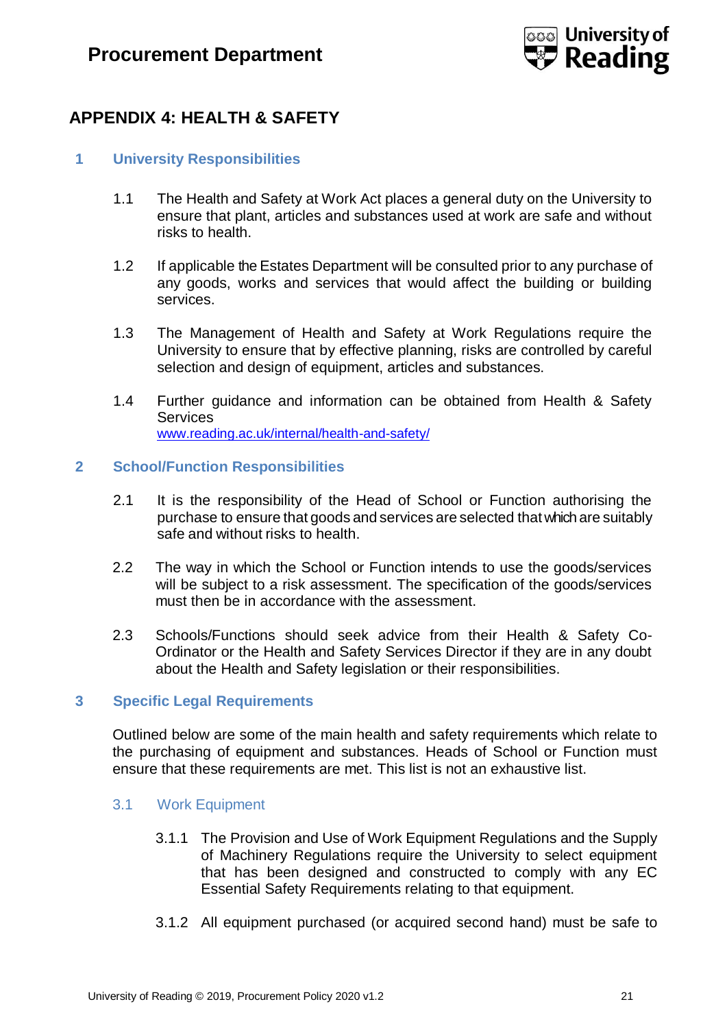# APPENDIX 4: HEALTH & SAFETY

## 1 University Responsibilities

1.1 The Health and Safety at Work Act places a general duty on the University to ensure that plant, articles and substances used at work are safe and without risks to health.

1.2 If applicable the Estates Department will be consulted prior to any purchase of any goods, works and services that would affect the building or building services.

1.3 The Management of Health and Safety at Work Regulations require the University to ensure that by effective planning, risks are controlled by careful selection and design of equipment, articles and substances.

1.4 Further guidance and information can be obtained from Health & Safety Services
www.reading.ac.uk/internal/health-and-safety/

## 2 School/Function Responsibilities

2.1 It is the responsibility of the Head of School or Function authorising the purchase to ensure that goods and services are selected that which are suitably safe and without risks to health.

2.2 The way in which the School or Function intends to use the goods/services will be subject to a risk assessment. The specification of the goods/services must then be in accordance with the assessment.

2.3 Schools/Functions should seek advice from their Health & Safety Co-Ordinator or the Health and Safety Services Director if they are in any doubt about the Health and Safety legislation or their responsibilities.

## 3 Specific Legal Requirements

Outlined below are some of the main health and safety requirements which relate to the purchasing of equipment and substances. Heads of School or Function must ensure that these requirements are met. This list is not an exhaustive list.

### 3.1 Work Equipment

3.1.1 The Provision and Use of Work Equipment Regulations and the Supply of Machinery Regulations require the University to select equipment that has been designed and constructed to comply with any EC Essential Safety Requirements relating to that equipment.

3.1.2 All equipment purchased (or acquired second hand) must be safe to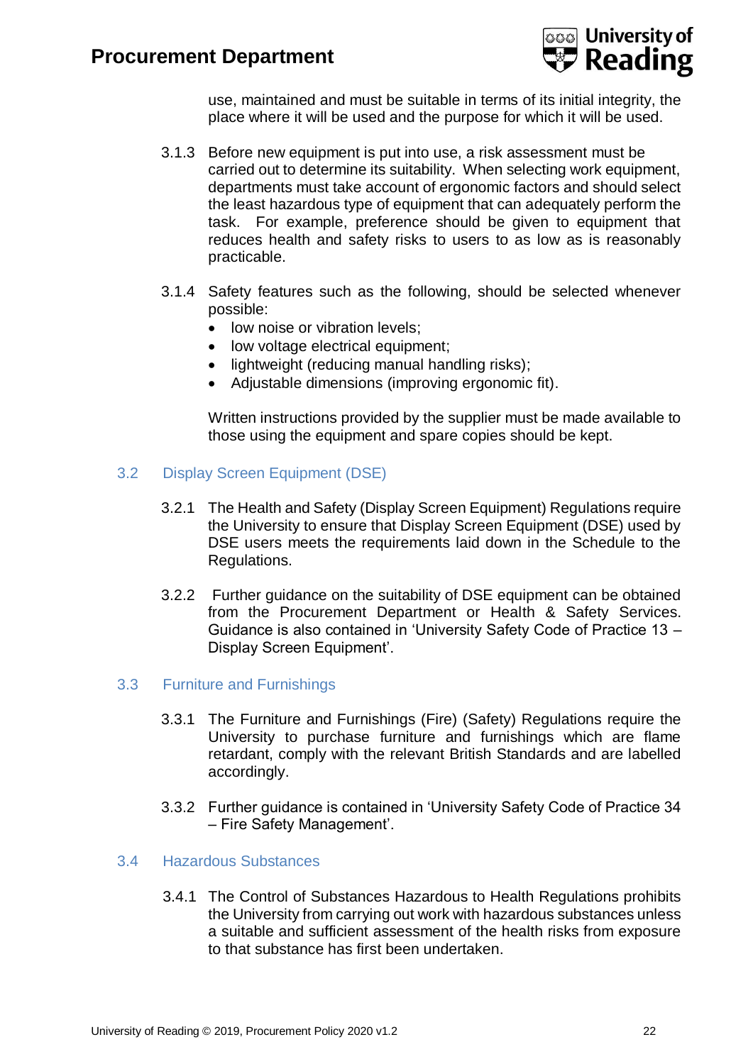use, maintained and must be suitable in terms of its initial integrity, the place where it will be used and the purpose for which it will be used.

3.1.3 Before new equipment is put into use, a risk assessment must be carried out to determine its suitability. When selecting work equipment, departments must take account of ergonomic factors and should select the least hazardous type of equipment that can adequately perform the task. For example, preference should be given to equipment that reduces health and safety risks to users to as low as is reasonably practicable.

3.1.4 Safety features such as the following, should be selected whenever possible:

- low noise or vibration levels;
- low voltage electrical equipment;
- lightweight (reducing manual handling risks);
- Adjustable dimensions (improving ergonomic fit).

Written instructions provided by the supplier must be made available to those using the equipment and spare copies should be kept.

### 3.2 Display Screen Equipment (DSE)

3.2.1 The Health and Safety (Display Screen Equipment) Regulations require the University to ensure that Display Screen Equipment (DSE) used by DSE users meets the requirements laid down in the Schedule to the Regulations.

3.2.2 Further guidance on the suitability of DSE equipment can be obtained from the Procurement Department or Health & Safety Services. Guidance is also contained in 'University Safety Code of Practice 13 – Display Screen Equipment'.

### 3.3 Furniture and Furnishings

3.3.1 The Furniture and Furnishings (Fire) (Safety) Regulations require the University to purchase furniture and furnishings which are flame retardant, comply with the relevant British Standards and are labelled accordingly.

3.3.2 Further guidance is contained in 'University Safety Code of Practice 34 – Fire Safety Management'.

### 3.4 Hazardous Substances

3.4.1 The Control of Substances Hazardous to Health Regulations prohibits the University from carrying out work with hazardous substances unless a suitable and sufficient assessment of the health risks from exposure to that substance has first been undertaken.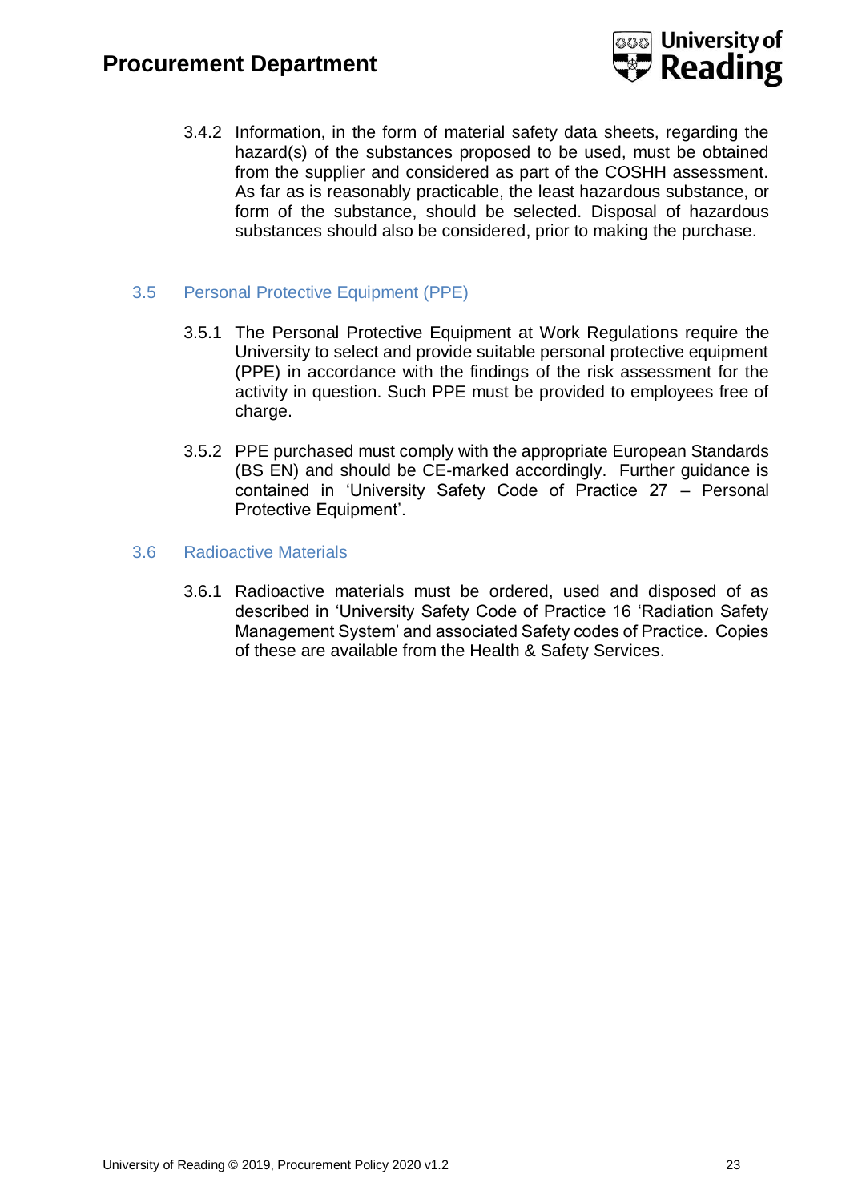3.4.2 Information, in the form of material safety data sheets, regarding the hazard(s) of the substances proposed to be used, must be obtained from the supplier and considered as part of the COSHH assessment. As far as is reasonably practicable, the least hazardous substance, or form of the substance, should be selected. Disposal of hazardous substances should also be considered, prior to making the purchase.

### 3.5 Personal Protective Equipment (PPE)

3.5.1 The Personal Protective Equipment at Work Regulations require the University to select and provide suitable personal protective equipment (PPE) in accordance with the findings of the risk assessment for the activity in question. Such PPE must be provided to employees free of charge.

3.5.2 PPE purchased must comply with the appropriate European Standards (BS EN) and should be CE-marked accordingly. Further guidance is contained in 'University Safety Code of Practice 27 – Personal Protective Equipment'.

### 3.6 Radioactive Materials

3.6.1 Radioactive materials must be ordered, used and disposed of as described in 'University Safety Code of Practice 16 'Radiation Safety Management System' and associated Safety codes of Practice. Copies of these are available from the Health & Safety Services.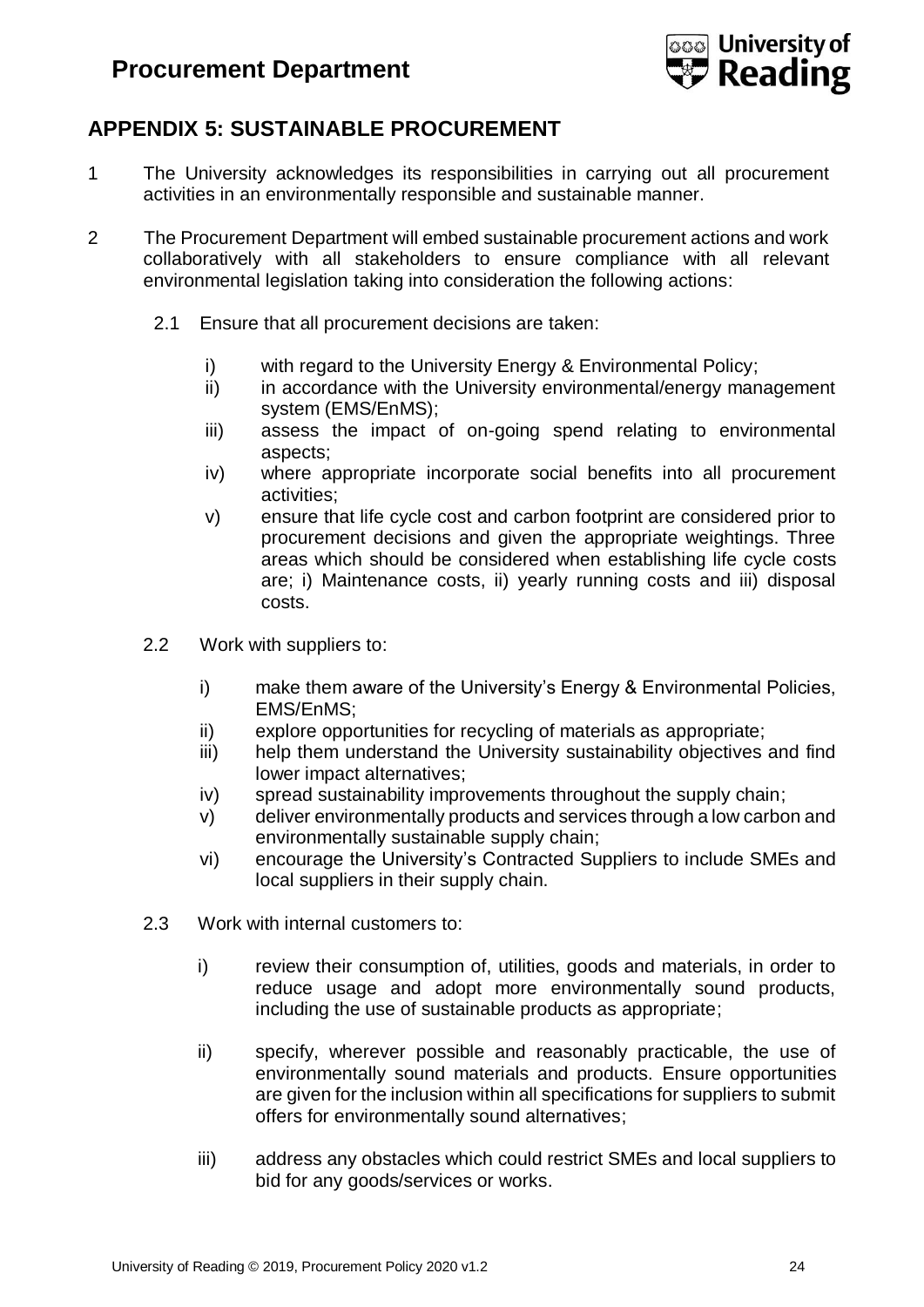## APPENDIX 5: SUSTAINABLE PROCUREMENT

1 The University acknowledges its responsibilities in carrying out all procurement activities in an environmentally responsible and sustainable manner.

2 The Procurement Department will embed sustainable procurement actions and work collaboratively with all stakeholders to ensure compliance with all relevant environmental legislation taking into consideration the following actions:

2.1 Ensure that all procurement decisions are taken:

- i) with regard to the University Energy & Environmental Policy;
- ii) in accordance with the University environmental/energy management system (EMS/EnMS);
- iii) assess the impact of on-going spend relating to environmental aspects;
- iv) where appropriate incorporate social benefits into all procurement activities;
- v) ensure that life cycle cost and carbon footprint are considered prior to procurement decisions and given the appropriate weightings. Three areas which should be considered when establishing life cycle costs are; i) Maintenance costs, ii) yearly running costs and iii) disposal costs.

2.2 Work with suppliers to:

- i) make them aware of the University's Energy & Environmental Policies, EMS/EnMS;
- ii) explore opportunities for recycling of materials as appropriate;
- iii) help them understand the University sustainability objectives and find lower impact alternatives;
- iv) spread sustainability improvements throughout the supply chain;
- v) deliver environmentally products and services through a low carbon and environmentally sustainable supply chain;
- vi) encourage the University's Contracted Suppliers to include SMEs and local suppliers in their supply chain.

2.3 Work with internal customers to:

- i) review their consumption of, utilities, goods and materials, in order to reduce usage and adopt more environmentally sound products, including the use of sustainable products as appropriate;

- ii) specify, wherever possible and reasonably practicable, the use of environmentally sound materials and products. Ensure opportunities are given for the inclusion within all specifications for suppliers to submit offers for environmentally sound alternatives;

- iii) address any obstacles which could restrict SMEs and local suppliers to bid for any goods/services or works.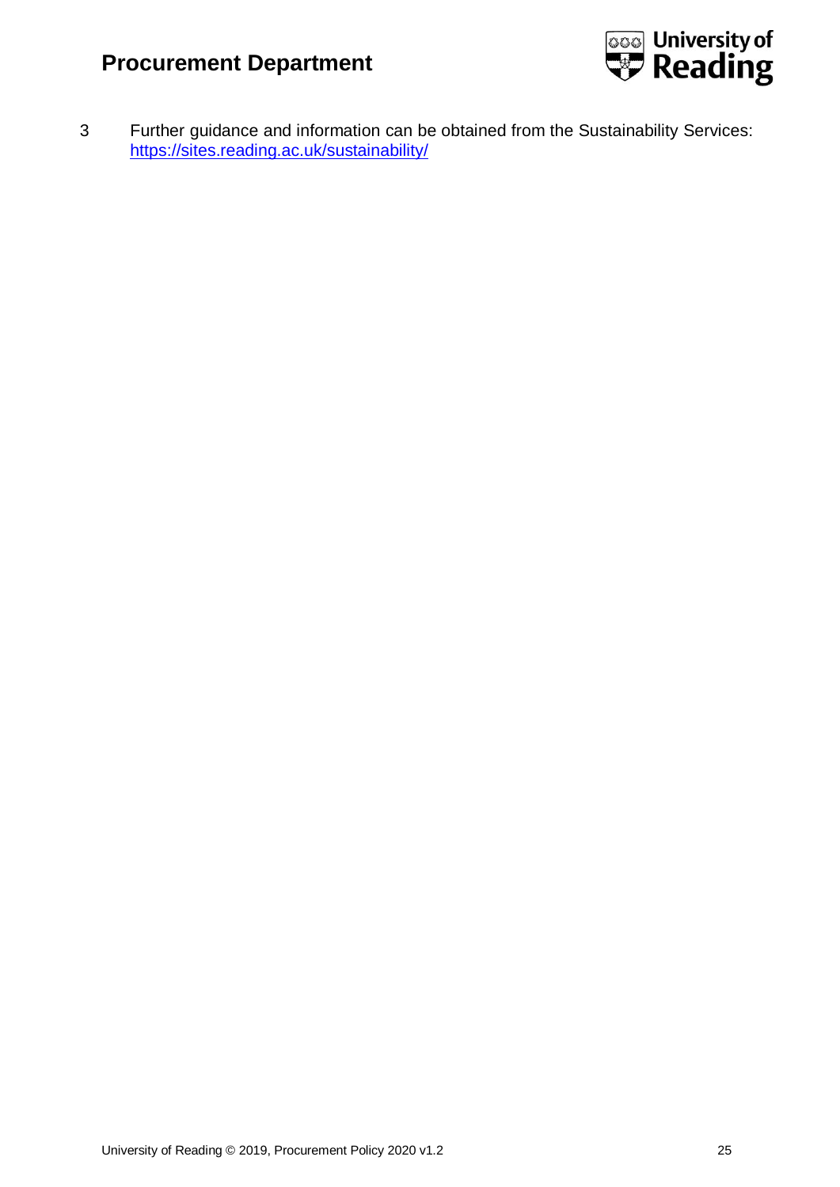3 Further guidance and information can be obtained from the Sustainability Services: https://sites.reading.ac.uk/sustainability/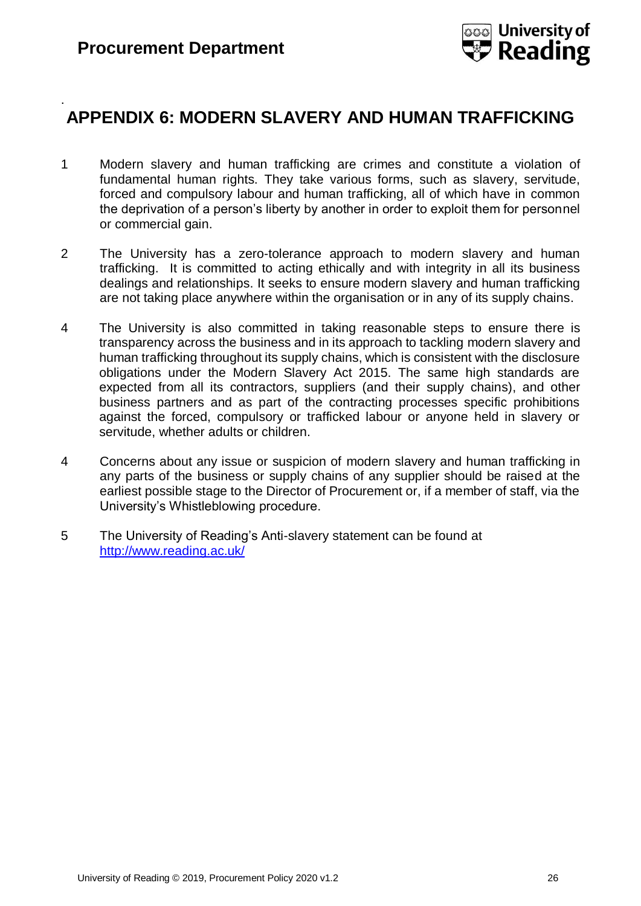# APPENDIX 6: MODERN SLAVERY AND HUMAN TRAFFICKING

1 Modern slavery and human trafficking are crimes and constitute a violation of fundamental human rights. They take various forms, such as slavery, servitude, forced and compulsory labour and human trafficking, all of which have in common the deprivation of a person's liberty by another in order to exploit them for personnel or commercial gain.

2 The University has a zero-tolerance approach to modern slavery and human trafficking. It is committed to acting ethically and with integrity in all its business dealings and relationships. It seeks to ensure modern slavery and human trafficking are not taking place anywhere within the organisation or in any of its supply chains.

4 The University is also committed in taking reasonable steps to ensure there is transparency across the business and in its approach to tackling modern slavery and human trafficking throughout its supply chains, which is consistent with the disclosure obligations under the Modern Slavery Act 2015. The same high standards are expected from all its contractors, suppliers (and their supply chains), and other business partners and as part of the contracting processes specific prohibitions against the forced, compulsory or trafficked labour or anyone held in slavery or servitude, whether adults or children.

4 Concerns about any issue or suspicion of modern slavery and human trafficking in any parts of the business or supply chains of any supplier should be raised at the earliest possible stage to the Director of Procurement or, if a member of staff, via the University's Whistleblowing procedure.

5 The University of Reading's Anti-slavery statement can be found at [http://www.reading.ac.uk/](http://www.reading.ac.uk/)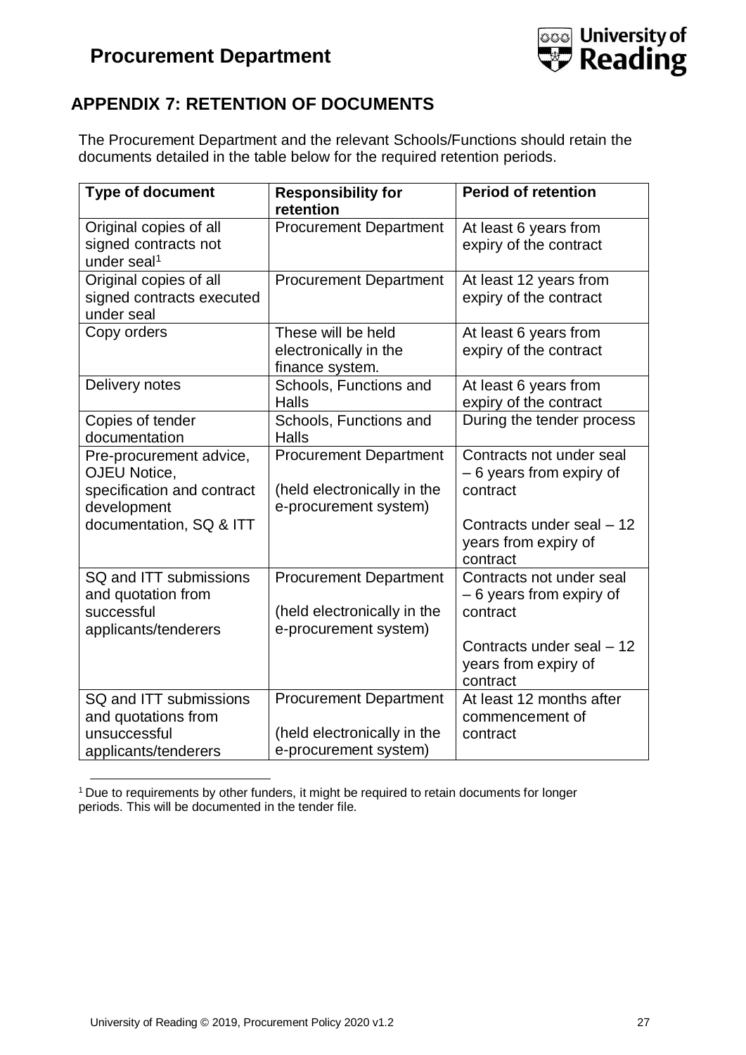## APPENDIX 7: RETENTION OF DOCUMENTS

The Procurement Department and the relevant Schools/Functions should retain the documents detailed in the table below for the required retention periods.

| Type of document | Responsibility for retention | Period of retention |
|---|---|---|
| Original copies of all signed contracts not under seal[1] | Procurement Department | At least 6 years from expiry of the contract |
| Original copies of all signed contracts executed under seal | Procurement Department | At least 12 years from expiry of the contract |
| Copy orders | These will be held electronically in the finance system. | At least 6 years from expiry of the contract |
| Delivery notes | Schools, Functions and Halls | At least 6 years from expiry of the contract |
| Copies of tender documentation | Schools, Functions and Halls | During the tender process |
| Pre-procurement advice, OJEU Notice, specification and contract development documentation, SQ & ITT | Procurement Department<br><br>(held electronically in the e-procurement system) | Contracts not under seal – 6 years from expiry of contract<br><br>Contracts under seal – 12 years from expiry of contract |
| SQ and ITT submissions and quotation from successful applicants/tenderers | Procurement Department<br><br>(held electronically in the e-procurement system) | Contracts not under seal – 6 years from expiry of contract<br><br>Contracts under seal – 12 years from expiry of contract |
| SQ and ITT submissions and quotations from unsuccessful applicants/tenderers | Procurement Department<br><br>(held electronically in the e-procurement system) | At least 12 months after commencement of contract |

[1] Due to requirements by other funders, it might be required to retain documents for longer periods. This will be documented in the tender file.